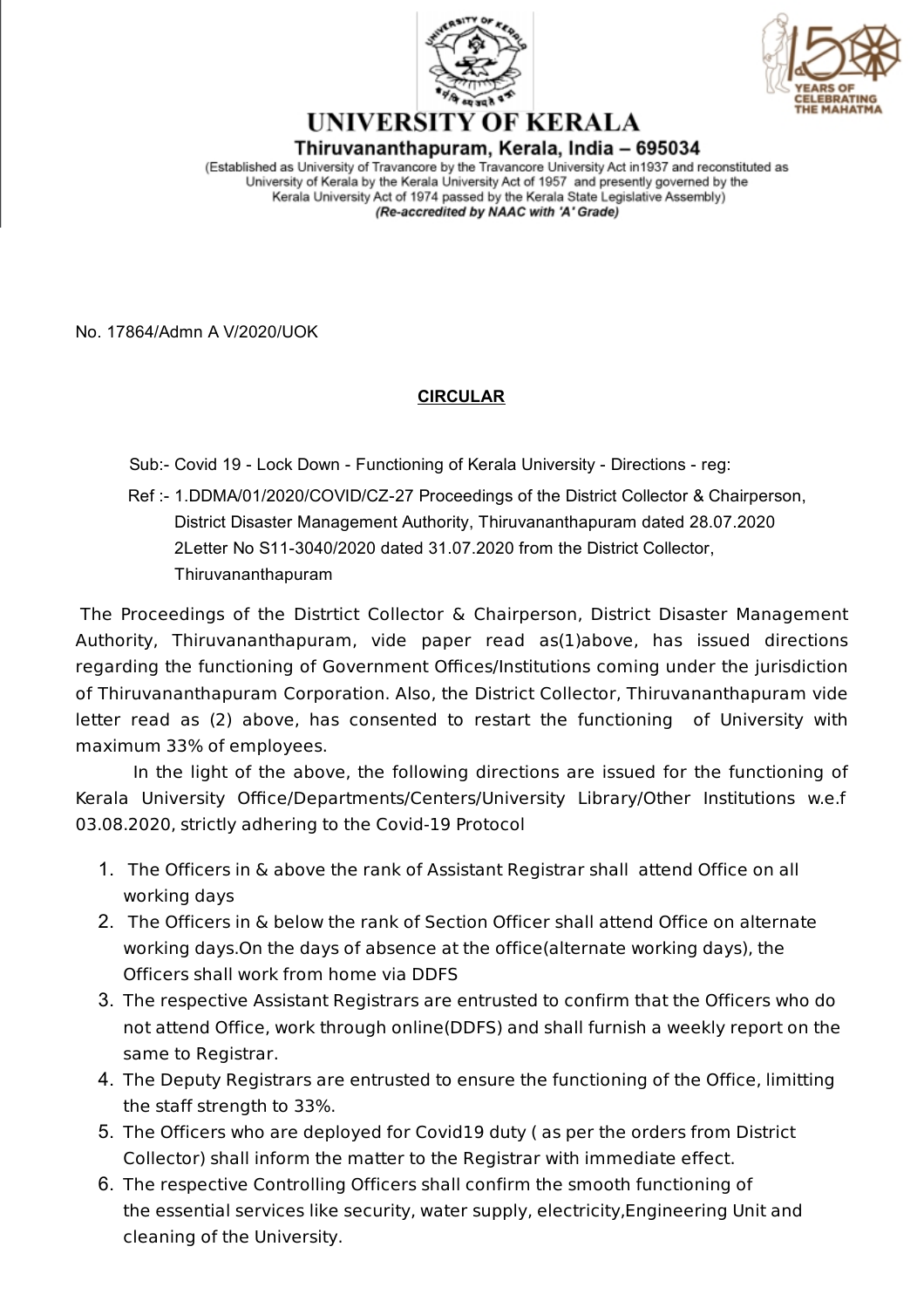# UNIVERSITY OF KERALA

**Thiruvananthapuram, Kerala, India – 695034**

(Established as University of Travancore by the Travancore University Act in1937 and reconstituted as University of Kerala by the Kerala University Act of 1957 and presently governed by the Kerala University Act of 1974 passed by the Kerala State Legislative Assembly)

***(Re-accredited by NAAC with 'A' Grade)***

No. 17864/Admn A V/2020/UOK

## CIRCULAR

Sub:- Covid 19 - Lock Down - Functioning of Kerala University - Directions - reg:

Ref :- 1.DDMA/01/2020/COVID/CZ-27 Proceedings of the District Collector & Chairperson, District Disaster Management Authority, Thiruvananthapuram dated 28.07.2020
2Letter No S11-3040/2020 dated 31.07.2020 from the District Collector, Thiruvananthapuram

The Proceedings of the Distrtict Collector & Chairperson, District Disaster Management Authority, Thiruvananthapuram, vide paper read as(1)above, has issued directions regarding the functioning of Government Offices/Institutions coming under the jurisdiction of Thiruvananthapuram Corporation. Also, the District Collector, Thiruvananthapuram vide letter read as (2) above, has consented to restart the functioning of University with maximum 33% of employees.

In the light of the above, the following directions are issued for the functioning of Kerala University Office/Departments/Centers/University Library/Other Institutions w.e.f 03.08.2020, strictly adhering to the Covid-19 Protocol

1. The Officers in & above the rank of Assistant Registrar shall attend Office on all working days
2. The Officers in & below the rank of Section Officer shall attend Office on alternate working days.On the days of absence at the office(alternate working days), the Officers shall work from home via DDFS
3. The respective Assistant Registrars are entrusted to confirm that the Officers who do not attend Office, work through online(DDFS) and shall furnish a weekly report on the same to Registrar.
4. The Deputy Registrars are entrusted to ensure the functioning of the Office, limitting the staff strength to 33%.
5. The Officers who are deployed for Covid19 duty ( as per the orders from District Collector) shall inform the matter to the Registrar with immediate effect.
6. The respective Controlling Officers shall confirm the smooth functioning of the essential services like security, water supply, electricity,Engineering Unit and cleaning of the University.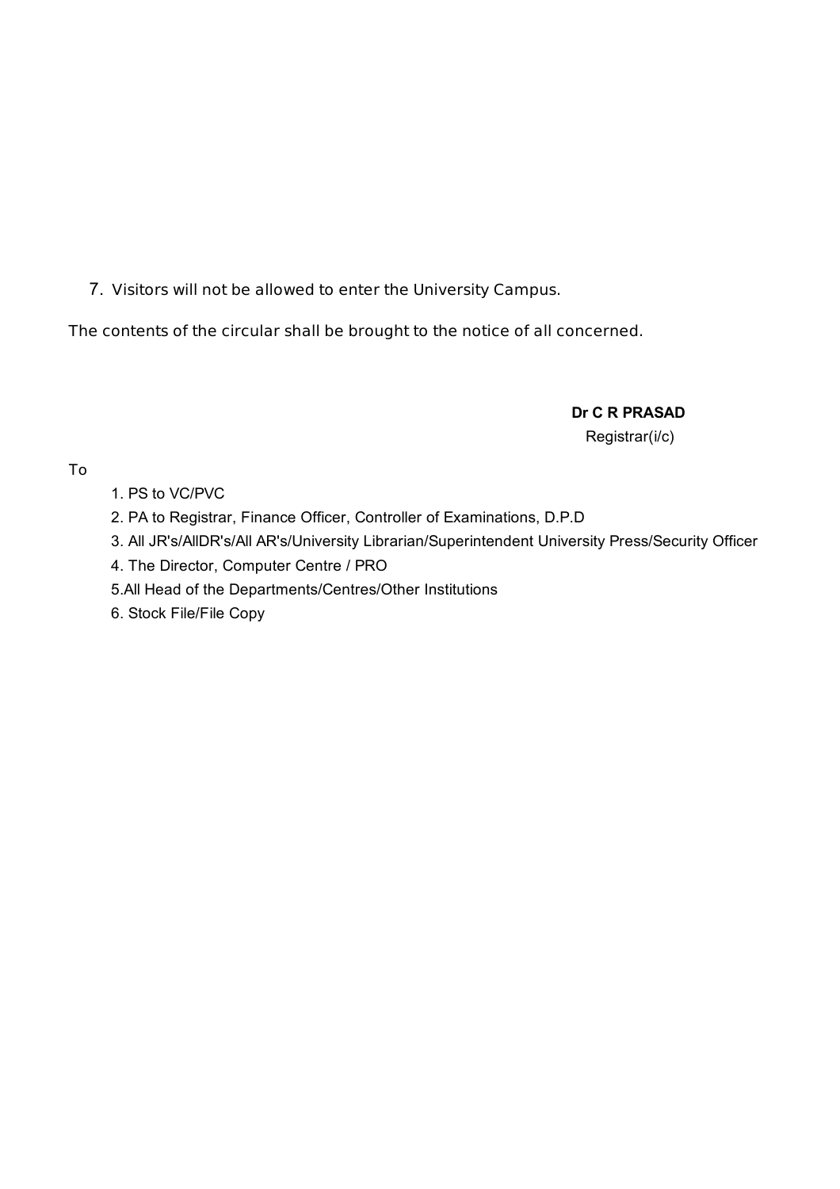7. Visitors will not be allowed to enter the University Campus.

The contents of the circular shall be brought to the notice of all concerned.

**Dr C R PRASAD**
Registrar(i/c)

To

1. PS to VC/PVC
2. PA to Registrar, Finance Officer, Controller of Examinations, D.P.D
3. All JR's/AllDR's/All AR's/University Librarian/Superintendent University Press/Security Officer
4. The Director, Computer Centre / PRO
5. All Head of the Departments/Centres/Other Institutions
6. Stock File/File Copy